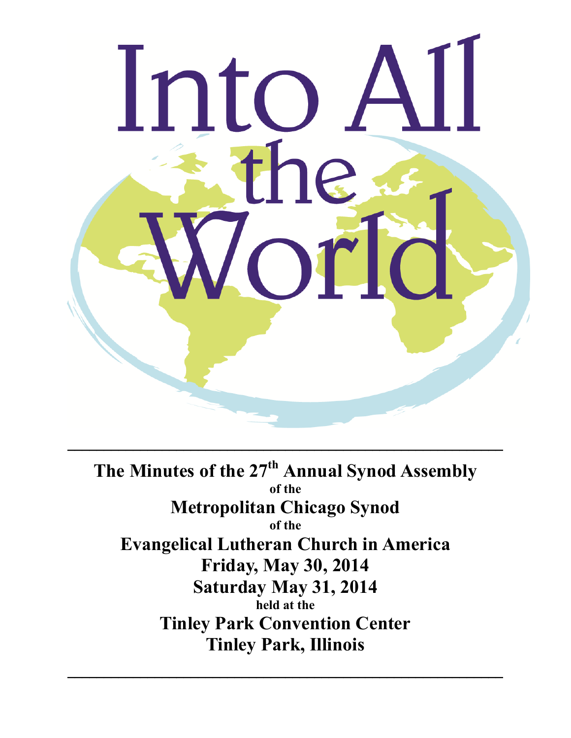# Into All the World

---

**The Minutes of the 27th Annual Synod Assembly**

**of the**

**Metropolitan Chicago Synod**

**of the**

**Evangelical Lutheran Church in America**

**Friday, May 30, 2014**

**Saturday May 31, 2014**

**held at the**

**Tinley Park Convention Center**

**Tinley Park, Illinois**

---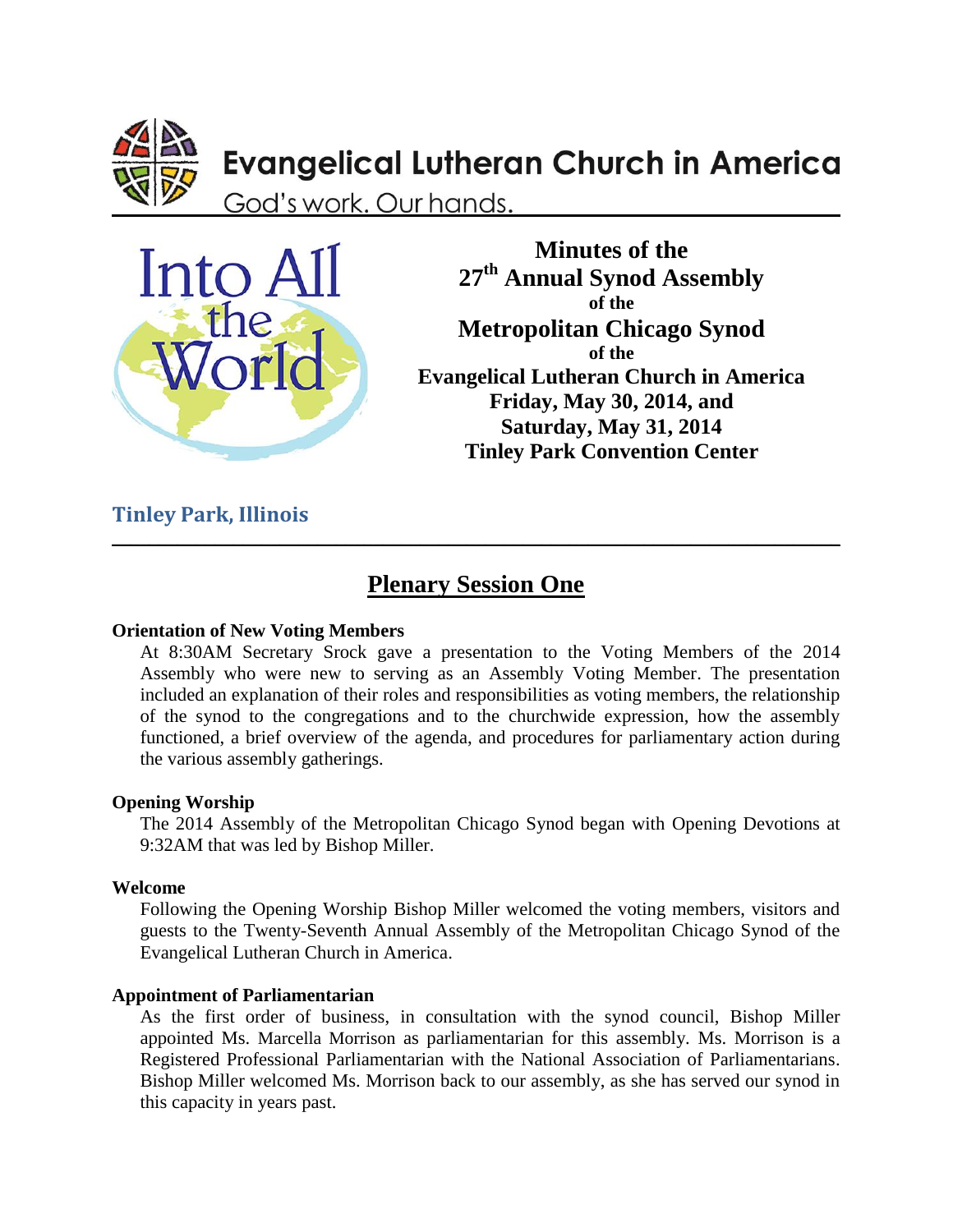# Evangelical Lutheran Church in America

God's work. Our hands.

Into All the World

**Minutes of the**
**27th Annual Synod Assembly**
**of the**
**Metropolitan Chicago Synod**
**of the**
**Evangelical Lutheran Church in America**
**Friday, May 30, 2014, and**
**Saturday, May 31, 2014**
**Tinley Park Convention Center**

## Tinley Park, Illinois

---

## Plenary Session One

**Orientation of New Voting Members**

At 8:30AM Secretary Srock gave a presentation to the Voting Members of the 2014 Assembly who were new to serving as an Assembly Voting Member. The presentation included an explanation of their roles and responsibilities as voting members, the relationship of the synod to the congregations and to the churchwide expression, how the assembly functioned, a brief overview of the agenda, and procedures for parliamentary action during the various assembly gatherings.

**Opening Worship**

The 2014 Assembly of the Metropolitan Chicago Synod began with Opening Devotions at 9:32AM that was led by Bishop Miller.

**Welcome**

Following the Opening Worship Bishop Miller welcomed the voting members, visitors and guests to the Twenty-Seventh Annual Assembly of the Metropolitan Chicago Synod of the Evangelical Lutheran Church in America.

**Appointment of Parliamentarian**

As the first order of business, in consultation with the synod council, Bishop Miller appointed Ms. Marcella Morrison as parliamentarian for this assembly. Ms. Morrison is a Registered Professional Parliamentarian with the National Association of Parliamentarians. Bishop Miller welcomed Ms. Morrison back to our assembly, as she has served our synod in this capacity in years past.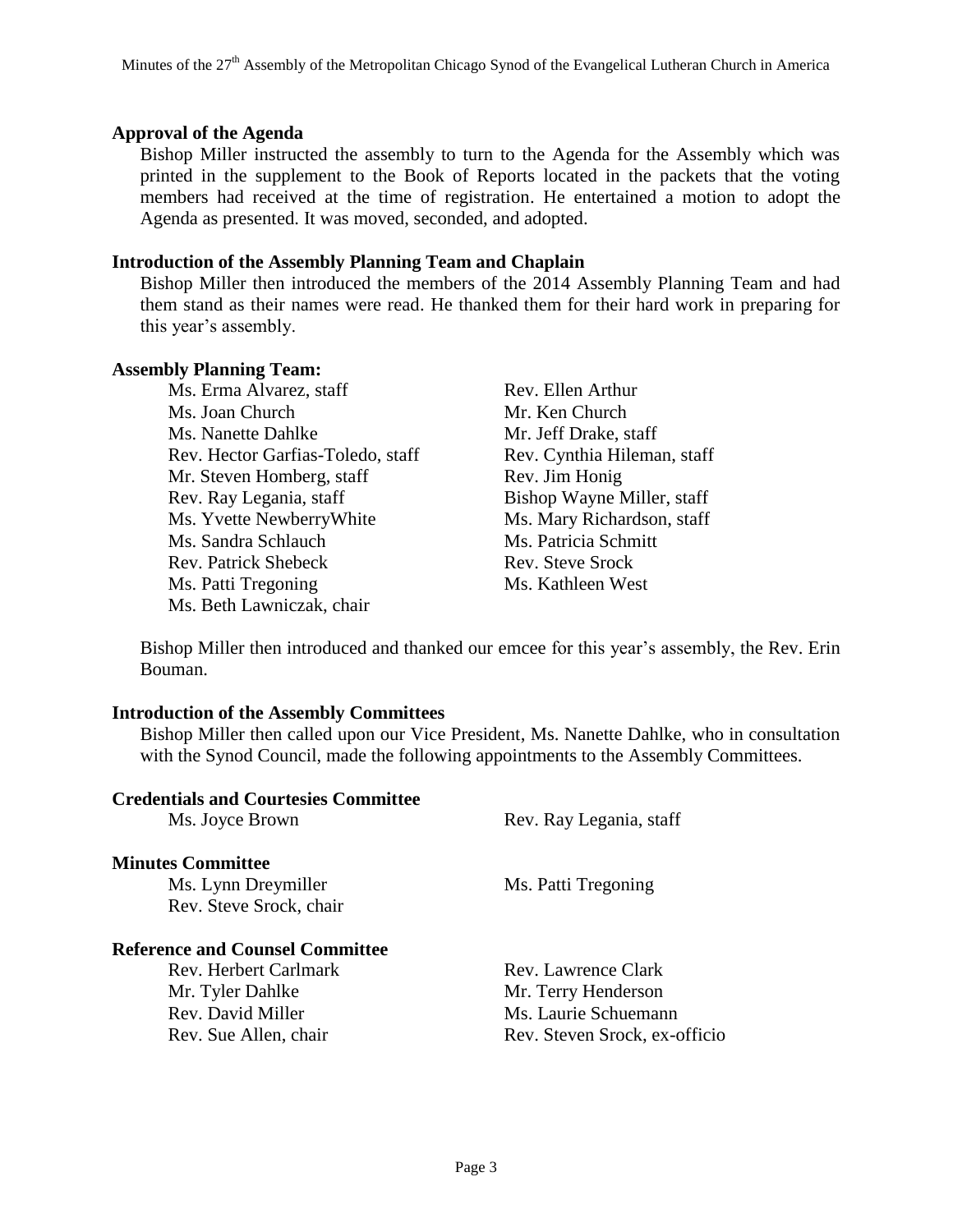## Approval of the Agenda

Bishop Miller instructed the assembly to turn to the Agenda for the Assembly which was printed in the supplement to the Book of Reports located in the packets that the voting members had received at the time of registration. He entertained a motion to adopt the Agenda as presented. It was moved, seconded, and adopted.

## Introduction of the Assembly Planning Team and Chaplain

Bishop Miller then introduced the members of the 2014 Assembly Planning Team and had them stand as their names were read. He thanked them for their hard work in preparing for this year's assembly.

### Assembly Planning Team:

- Ms. Erma Alvarez, staff
- Rev. Ellen Arthur
- Ms. Joan Church
- Mr. Ken Church
- Ms. Nanette Dahlke
- Mr. Jeff Drake, staff
- Rev. Hector Garfias-Toledo, staff
- Rev. Cynthia Hileman, staff
- Mr. Steven Homberg, staff
- Rev. Jim Honig
- Rev. Ray Legania, staff
- Bishop Wayne Miller, staff
- Ms. Yvette NewberryWhite
- Ms. Mary Richardson, staff
- Ms. Sandra Schlauch
- Ms. Patricia Schmitt
- Rev. Patrick Shebeck
- Rev. Steve Srock
- Ms. Patti Tregoning
- Ms. Kathleen West
- Ms. Beth Lawniczak, chair

Bishop Miller then introduced and thanked our emcee for this year's assembly, the Rev. Erin Bouman.

## Introduction of the Assembly Committees

Bishop Miller then called upon our Vice President, Ms. Nanette Dahlke, who in consultation with the Synod Council, made the following appointments to the Assembly Committees.

### Credentials and Courtesies Committee

- Ms. Joyce Brown
- Rev. Ray Legania, staff

### Minutes Committee

- Ms. Lynn Dreymiller
- Ms. Patti Tregoning
- Rev. Steve Srock, chair

### Reference and Counsel Committee

- Rev. Herbert Carlmark
- Rev. Lawrence Clark
- Mr. Tyler Dahlke
- Mr. Terry Henderson
- Rev. David Miller
- Ms. Laurie Schuemann
- Rev. Sue Allen, chair
- Rev. Steven Srock, ex-officio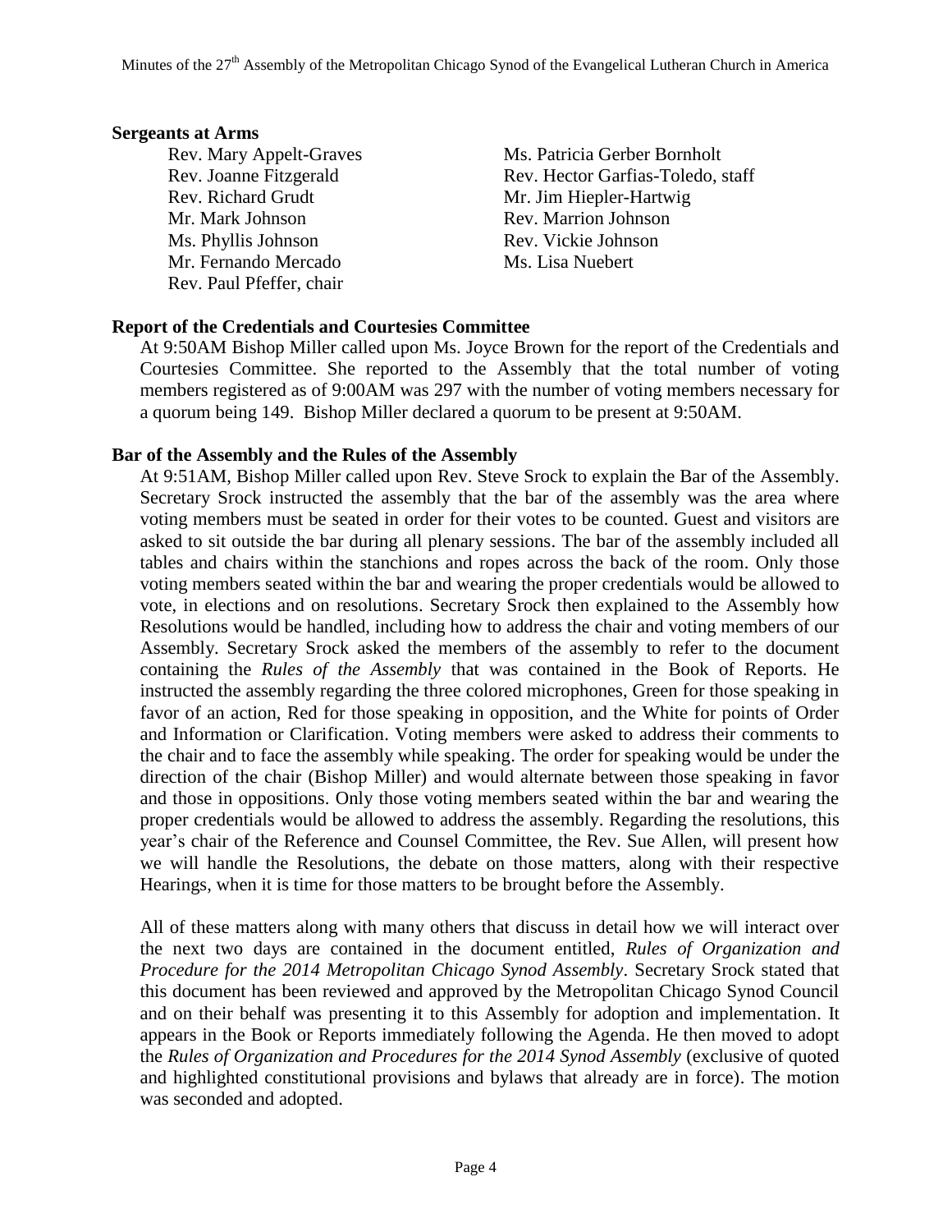## Sergeants at Arms

Rev. Mary Appelt-Graves
Rev. Joanne Fitzgerald
Rev. Richard Grudt
Mr. Mark Johnson
Ms. Phyllis Johnson
Mr. Fernando Mercado
Rev. Paul Pfeffer, chair
Ms. Patricia Gerber Bornholt
Rev. Hector Garfias-Toledo, staff
Mr. Jim Hiepler-Hartwig
Rev. Marrion Johnson
Rev. Vickie Johnson
Ms. Lisa Nuebert

## Report of the Credentials and Courtesies Committee

At 9:50AM Bishop Miller called upon Ms. Joyce Brown for the report of the Credentials and Courtesies Committee. She reported to the Assembly that the total number of voting members registered as of 9:00AM was 297 with the number of voting members necessary for a quorum being 149. Bishop Miller declared a quorum to be present at 9:50AM.

## Bar of the Assembly and the Rules of the Assembly

At 9:51AM, Bishop Miller called upon Rev. Steve Srock to explain the Bar of the Assembly. Secretary Srock instructed the assembly that the bar of the assembly was the area where voting members must be seated in order for their votes to be counted. Guest and visitors are asked to sit outside the bar during all plenary sessions. The bar of the assembly included all tables and chairs within the stanchions and ropes across the back of the room. Only those voting members seated within the bar and wearing the proper credentials would be allowed to vote, in elections and on resolutions. Secretary Srock then explained to the Assembly how Resolutions would be handled, including how to address the chair and voting members of our Assembly. Secretary Srock asked the members of the assembly to refer to the document containing the *Rules of the Assembly* that was contained in the Book of Reports. He instructed the assembly regarding the three colored microphones, Green for those speaking in favor of an action, Red for those speaking in opposition, and the White for points of Order and Information or Clarification. Voting members were asked to address their comments to the chair and to face the assembly while speaking. The order for speaking would be under the direction of the chair (Bishop Miller) and would alternate between those speaking in favor and those in oppositions. Only those voting members seated within the bar and wearing the proper credentials would be allowed to address the assembly. Regarding the resolutions, this year's chair of the Reference and Counsel Committee, the Rev. Sue Allen, will present how we will handle the Resolutions, the debate on those matters, along with their respective Hearings, when it is time for those matters to be brought before the Assembly.

All of these matters along with many others that discuss in detail how we will interact over the next two days are contained in the document entitled, *Rules of Organization and Procedure for the 2014 Metropolitan Chicago Synod Assembly*. Secretary Srock stated that this document has been reviewed and approved by the Metropolitan Chicago Synod Council and on their behalf was presenting it to this Assembly for adoption and implementation. It appears in the Book or Reports immediately following the Agenda. He then moved to adopt the *Rules of Organization and Procedures for the 2014 Synod Assembly* (exclusive of quoted and highlighted constitutional provisions and bylaws that already are in force). The motion was seconded and adopted.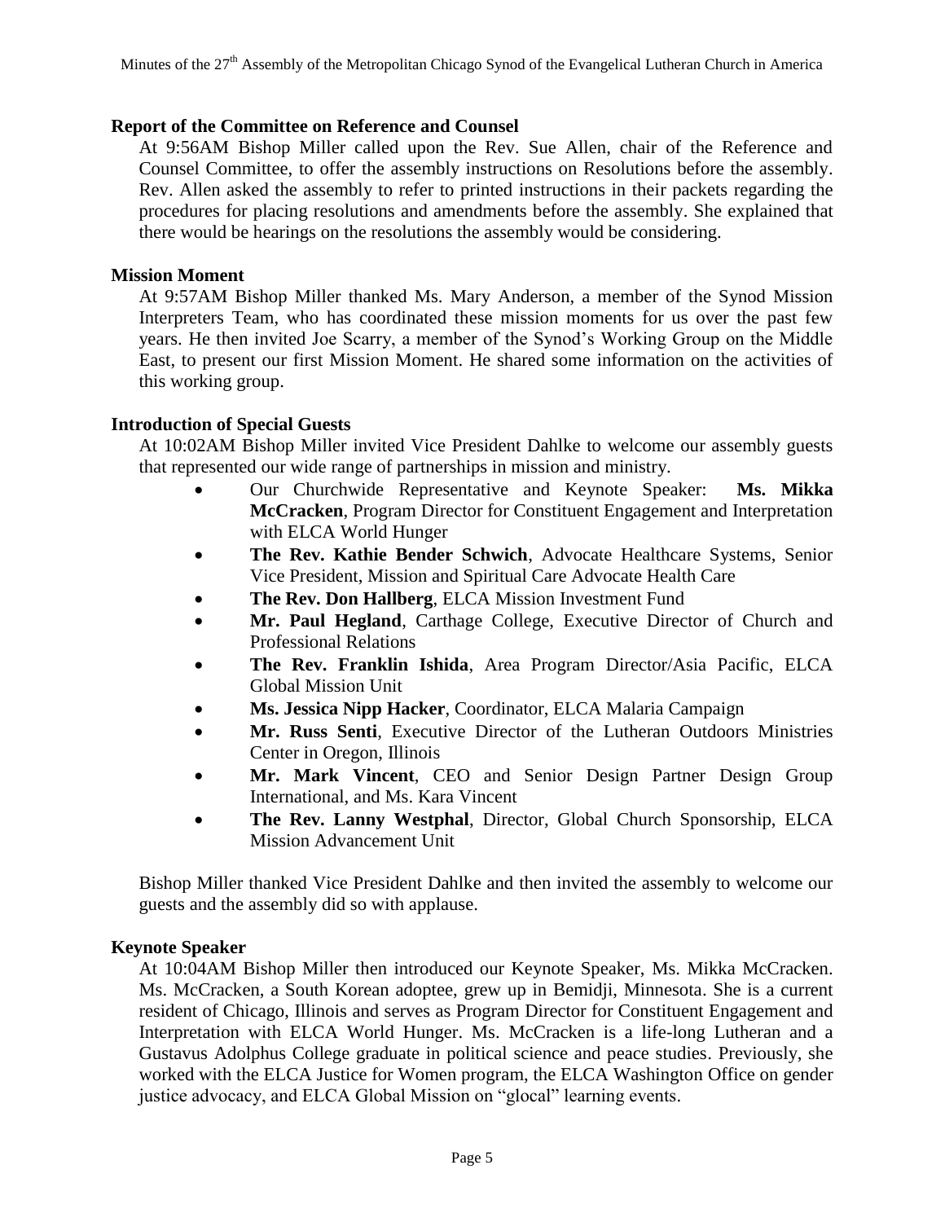## Report of the Committee on Reference and Counsel

At 9:56AM Bishop Miller called upon the Rev. Sue Allen, chair of the Reference and Counsel Committee, to offer the assembly instructions on Resolutions before the assembly. Rev. Allen asked the assembly to refer to printed instructions in their packets regarding the procedures for placing resolutions and amendments before the assembly. She explained that there would be hearings on the resolutions the assembly would be considering.

## Mission Moment

At 9:57AM Bishop Miller thanked Ms. Mary Anderson, a member of the Synod Mission Interpreters Team, who has coordinated these mission moments for us over the past few years. He then invited Joe Scarry, a member of the Synod's Working Group on the Middle East, to present our first Mission Moment. He shared some information on the activities of this working group.

## Introduction of Special Guests

At 10:02AM Bishop Miller invited Vice President Dahlke to welcome our assembly guests that represented our wide range of partnerships in mission and ministry.

- Our Churchwide Representative and Keynote Speaker: **Ms. Mikka McCracken**, Program Director for Constituent Engagement and Interpretation with ELCA World Hunger
- **The Rev. Kathie Bender Schwich**, Advocate Healthcare Systems, Senior Vice President, Mission and Spiritual Care Advocate Health Care
- **The Rev. Don Hallberg**, ELCA Mission Investment Fund
- **Mr. Paul Hegland**, Carthage College, Executive Director of Church and Professional Relations
- **The Rev. Franklin Ishida**, Area Program Director/Asia Pacific, ELCA Global Mission Unit
- **Ms. Jessica Nipp Hacker**, Coordinator, ELCA Malaria Campaign
- **Mr. Russ Senti**, Executive Director of the Lutheran Outdoors Ministries Center in Oregon, Illinois
- **Mr. Mark Vincent**, CEO and Senior Design Partner Design Group International, and Ms. Kara Vincent
- **The Rev. Lanny Westphal**, Director, Global Church Sponsorship, ELCA Mission Advancement Unit

Bishop Miller thanked Vice President Dahlke and then invited the assembly to welcome our guests and the assembly did so with applause.

## Keynote Speaker

At 10:04AM Bishop Miller then introduced our Keynote Speaker, Ms. Mikka McCracken. Ms. McCracken, a South Korean adoptee, grew up in Bemidji, Minnesota. She is a current resident of Chicago, Illinois and serves as Program Director for Constituent Engagement and Interpretation with ELCA World Hunger. Ms. McCracken is a life-long Lutheran and a Gustavus Adolphus College graduate in political science and peace studies. Previously, she worked with the ELCA Justice for Women program, the ELCA Washington Office on gender justice advocacy, and ELCA Global Mission on "glocal" learning events.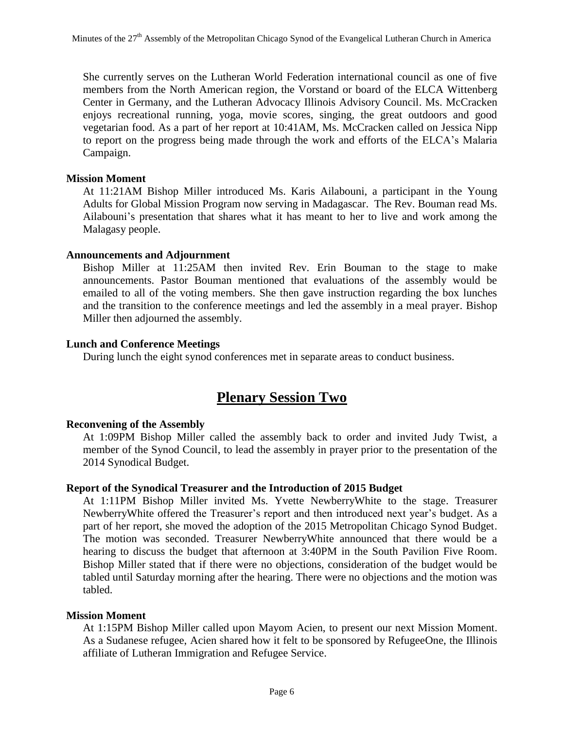She currently serves on the Lutheran World Federation international council as one of five members from the North American region, the Vorstand or board of the ELCA Wittenberg Center in Germany, and the Lutheran Advocacy Illinois Advisory Council. Ms. McCracken enjoys recreational running, yoga, movie scores, singing, the great outdoors and good vegetarian food. As a part of her report at 10:41AM, Ms. McCracken called on Jessica Nipp to report on the progress being made through the work and efforts of the ELCA's Malaria Campaign.

**Mission Moment**

At 11:21AM Bishop Miller introduced Ms. Karis Ailabouni, a participant in the Young Adults for Global Mission Program now serving in Madagascar. The Rev. Bouman read Ms. Ailabouni's presentation that shares what it has meant to her to live and work among the Malagasy people.

**Announcements and Adjournment**

Bishop Miller at 11:25AM then invited Rev. Erin Bouman to the stage to make announcements. Pastor Bouman mentioned that evaluations of the assembly would be emailed to all of the voting members. She then gave instruction regarding the box lunches and the transition to the conference meetings and led the assembly in a meal prayer. Bishop Miller then adjourned the assembly.

**Lunch and Conference Meetings**

During lunch the eight synod conferences met in separate areas to conduct business.

# Plenary Session Two

**Reconvening of the Assembly**

At 1:09PM Bishop Miller called the assembly back to order and invited Judy Twist, a member of the Synod Council, to lead the assembly in prayer prior to the presentation of the 2014 Synodical Budget.

**Report of the Synodical Treasurer and the Introduction of 2015 Budget**

At 1:11PM Bishop Miller invited Ms. Yvette NewberryWhite to the stage. Treasurer NewberryWhite offered the Treasurer's report and then introduced next year's budget. As a part of her report, she moved the adoption of the 2015 Metropolitan Chicago Synod Budget. The motion was seconded. Treasurer NewberryWhite announced that there would be a hearing to discuss the budget that afternoon at 3:40PM in the South Pavilion Five Room. Bishop Miller stated that if there were no objections, consideration of the budget would be tabled until Saturday morning after the hearing. There were no objections and the motion was tabled.

**Mission Moment**

At 1:15PM Bishop Miller called upon Mayom Acien, to present our next Mission Moment. As a Sudanese refugee, Acien shared how it felt to be sponsored by RefugeeOne, the Illinois affiliate of Lutheran Immigration and Refugee Service.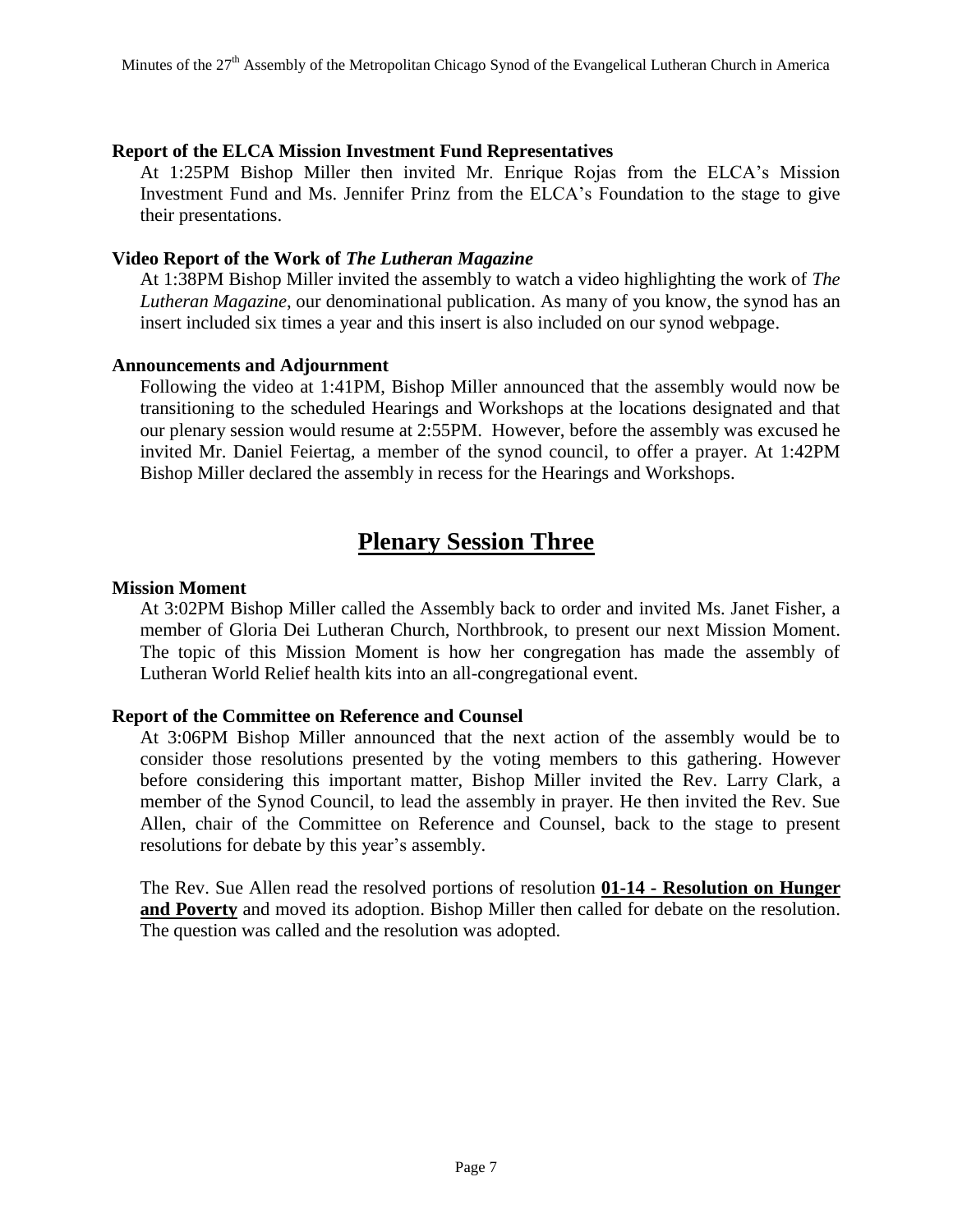### Report of the ELCA Mission Investment Fund Representatives

At 1:25PM Bishop Miller then invited Mr. Enrique Rojas from the ELCA's Mission Investment Fund and Ms. Jennifer Prinz from the ELCA's Foundation to the stage to give their presentations.

### Video Report of the Work of *The Lutheran Magazine*

At 1:38PM Bishop Miller invited the assembly to watch a video highlighting the work of *The Lutheran Magazine*, our denominational publication. As many of you know, the synod has an insert included six times a year and this insert is also included on our synod webpage.

### Announcements and Adjournment

Following the video at 1:41PM, Bishop Miller announced that the assembly would now be transitioning to the scheduled Hearings and Workshops at the locations designated and that our plenary session would resume at 2:55PM. However, before the assembly was excused he invited Mr. Daniel Feiertag, a member of the synod council, to offer a prayer. At 1:42PM Bishop Miller declared the assembly in recess for the Hearings and Workshops.

## Plenary Session Three

### Mission Moment

At 3:02PM Bishop Miller called the Assembly back to order and invited Ms. Janet Fisher, a member of Gloria Dei Lutheran Church, Northbrook, to present our next Mission Moment. The topic of this Mission Moment is how her congregation has made the assembly of Lutheran World Relief health kits into an all-congregational event.

### Report of the Committee on Reference and Counsel

At 3:06PM Bishop Miller announced that the next action of the assembly would be to consider those resolutions presented by the voting members to this gathering. However before considering this important matter, Bishop Miller invited the Rev. Larry Clark, a member of the Synod Council, to lead the assembly in prayer. He then invited the Rev. Sue Allen, chair of the Committee on Reference and Counsel, back to the stage to present resolutions for debate by this year's assembly.

The Rev. Sue Allen read the resolved portions of resolution **01-14 - Resolution on Hunger and Poverty** and moved its adoption. Bishop Miller then called for debate on the resolution. The question was called and the resolution was adopted.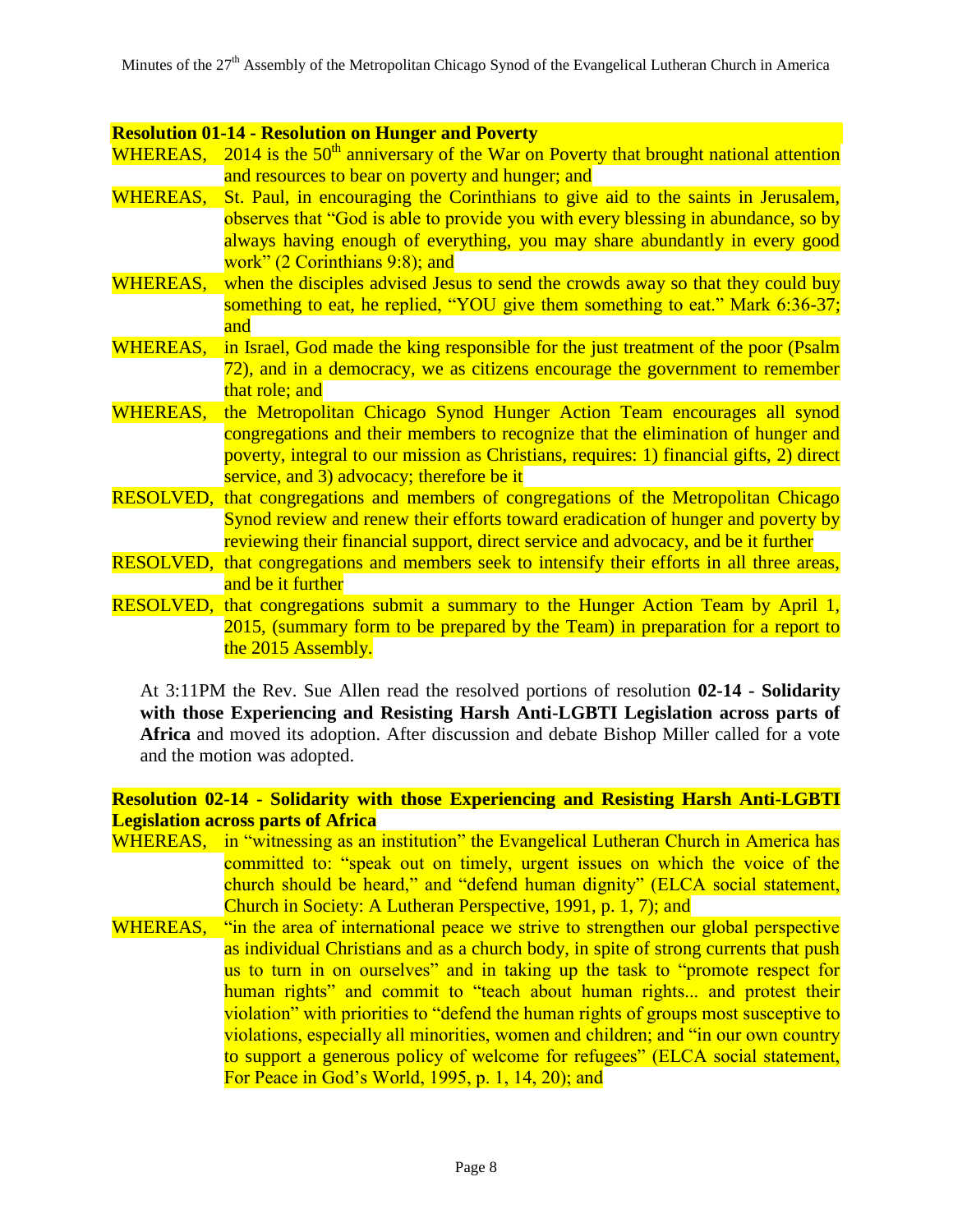**Resolution 01-14 - Resolution on Hunger and Poverty**

WHEREAS, 2014 is the 50th anniversary of the War on Poverty that brought national attention and resources to bear on poverty and hunger; and

WHEREAS, St. Paul, in encouraging the Corinthians to give aid to the saints in Jerusalem, observes that "God is able to provide you with every blessing in abundance, so by always having enough of everything, you may share abundantly in every good work" (2 Corinthians 9:8); and

WHEREAS, when the disciples advised Jesus to send the crowds away so that they could buy something to eat, he replied, "YOU give them something to eat." Mark 6:36-37; and

WHEREAS, in Israel, God made the king responsible for the just treatment of the poor (Psalm 72), and in a democracy, we as citizens encourage the government to remember that role; and

WHEREAS, the Metropolitan Chicago Synod Hunger Action Team encourages all synod congregations and their members to recognize that the elimination of hunger and poverty, integral to our mission as Christians, requires: 1) financial gifts, 2) direct service, and 3) advocacy; therefore be it

RESOLVED, that congregations and members of congregations of the Metropolitan Chicago Synod review and renew their efforts toward eradication of hunger and poverty by reviewing their financial support, direct service and advocacy, and be it further

RESOLVED, that congregations and members seek to intensify their efforts in all three areas, and be it further

RESOLVED, that congregations submit a summary to the Hunger Action Team by April 1, 2015, (summary form to be prepared by the Team) in preparation for a report to the 2015 Assembly.

At 3:11PM the Rev. Sue Allen read the resolved portions of resolution **02-14 - Solidarity with those Experiencing and Resisting Harsh Anti-LGBTI Legislation across parts of Africa** and moved its adoption. After discussion and debate Bishop Miller called for a vote and the motion was adopted.

**Resolution 02-14 - Solidarity with those Experiencing and Resisting Harsh Anti-LGBTI Legislation across parts of Africa**

WHEREAS, in "witnessing as an institution" the Evangelical Lutheran Church in America has committed to: "speak out on timely, urgent issues on which the voice of the church should be heard," and "defend human dignity" (ELCA social statement, Church in Society: A Lutheran Perspective, 1991, p. 1, 7); and

WHEREAS, "in the area of international peace we strive to strengthen our global perspective as individual Christians and as a church body, in spite of strong currents that push us to turn in on ourselves" and in taking up the task to "promote respect for human rights" and commit to "teach about human rights... and protest their violation" with priorities to "defend the human rights of groups most susceptive to violations, especially all minorities, women and children; and "in our own country to support a generous policy of welcome for refugees" (ELCA social statement, For Peace in God's World, 1995, p. 1, 14, 20); and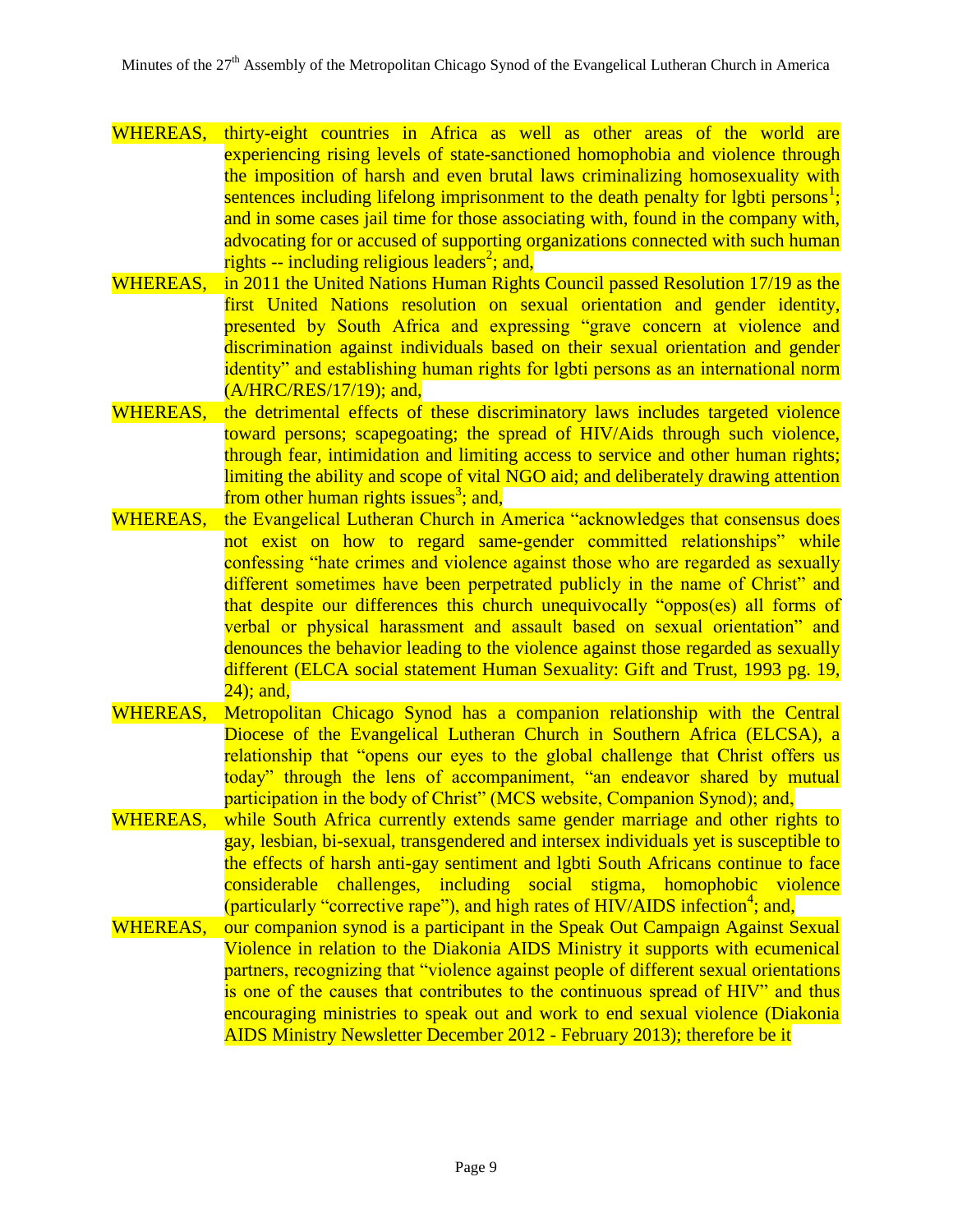WHEREAS, thirty-eight countries in Africa as well as other areas of the world are experiencing rising levels of state-sanctioned homophobia and violence through the imposition of harsh and even brutal laws criminalizing homosexuality with sentences including lifelong imprisonment to the death penalty for lgbti persons[1]; and in some cases jail time for those associating with, found in the company with, advocating for or accused of supporting organizations connected with such human rights -- including religious leaders[2]; and,

WHEREAS, in 2011 the United Nations Human Rights Council passed Resolution 17/19 as the first United Nations resolution on sexual orientation and gender identity, presented by South Africa and expressing "grave concern at violence and discrimination against individuals based on their sexual orientation and gender identity" and establishing human rights for lgbti persons as an international norm (A/HRC/RES/17/19); and,

WHEREAS, the detrimental effects of these discriminatory laws includes targeted violence toward persons; scapegoating; the spread of HIV/Aids through such violence, through fear, intimidation and limiting access to service and other human rights; limiting the ability and scope of vital NGO aid; and deliberately drawing attention from other human rights issues[3]; and,

WHEREAS, the Evangelical Lutheran Church in America "acknowledges that consensus does not exist on how to regard same-gender committed relationships" while confessing "hate crimes and violence against those who are regarded as sexually different sometimes have been perpetrated publicly in the name of Christ" and that despite our differences this church unequivocally "oppos(es) all forms of verbal or physical harassment and assault based on sexual orientation" and denounces the behavior leading to the violence against those regarded as sexually different (ELCA social statement Human Sexuality: Gift and Trust, 1993 pg. 19, 24); and,

WHEREAS, Metropolitan Chicago Synod has a companion relationship with the Central Diocese of the Evangelical Lutheran Church in Southern Africa (ELCSA), a relationship that "opens our eyes to the global challenge that Christ offers us today" through the lens of accompaniment, "an endeavor shared by mutual participation in the body of Christ" (MCS website, Companion Synod); and,

WHEREAS, while South Africa currently extends same gender marriage and other rights to gay, lesbian, bi-sexual, transgendered and intersex individuals yet is susceptible to the effects of harsh anti-gay sentiment and lgbti South Africans continue to face considerable challenges, including social stigma, homophobic violence (particularly "corrective rape"), and high rates of HIV/AIDS infection[4]; and,

WHEREAS, our companion synod is a participant in the Speak Out Campaign Against Sexual Violence in relation to the Diakonia AIDS Ministry it supports with ecumenical partners, recognizing that "violence against people of different sexual orientations is one of the causes that contributes to the continuous spread of HIV" and thus encouraging ministries to speak out and work to end sexual violence (Diakonia AIDS Ministry Newsletter December 2012 - February 2013); therefore be it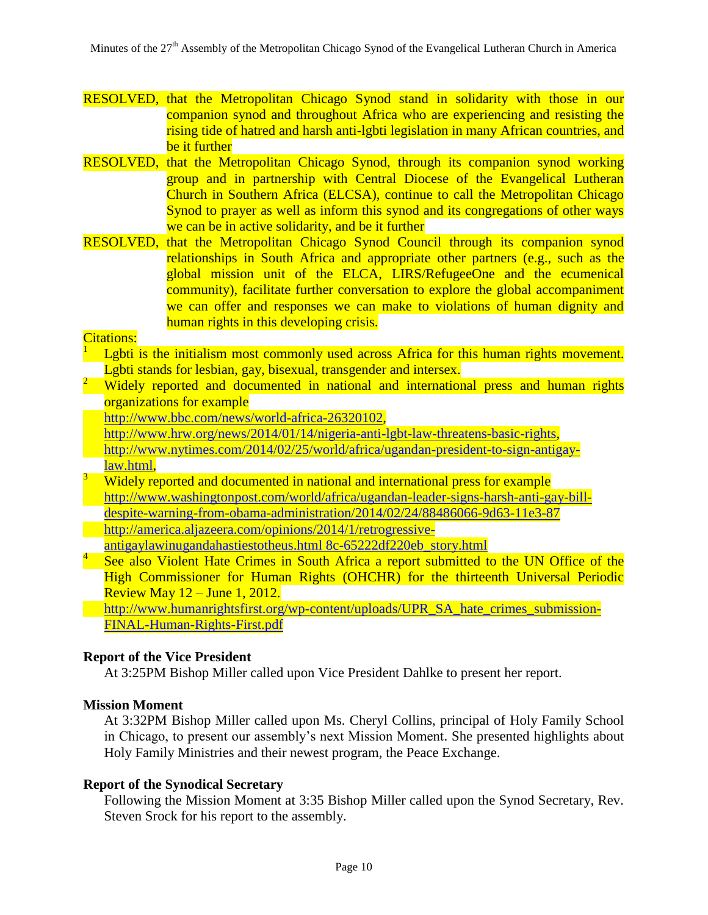RESOLVED, that the Metropolitan Chicago Synod stand in solidarity with those in our companion synod and throughout Africa who are experiencing and resisting the rising tide of hatred and harsh anti-lgbti legislation in many African countries, and be it further

RESOLVED, that the Metropolitan Chicago Synod, through its companion synod working group and in partnership with Central Diocese of the Evangelical Lutheran Church in Southern Africa (ELCSA), continue to call the Metropolitan Chicago Synod to prayer as well as inform this synod and its congregations of other ways we can be in active solidarity, and be it further

RESOLVED, that the Metropolitan Chicago Synod Council through its companion synod relationships in South Africa and appropriate other partners (e.g., such as the global mission unit of the ELCA, LIRS/RefugeeOne and the ecumenical community), facilitate further conversation to explore the global accompaniment we can offer and responses we can make to violations of human dignity and human rights in this developing crisis.

Citations:

[1] Lgbti is the initialism most commonly used across Africa for this human rights movement. Lgbti stands for lesbian, gay, bisexual, transgender and intersex.

[2] Widely reported and documented in national and international press and human rights organizations for example
http://www.bbc.com/news/world-africa-26320102,
http://www.hrw.org/news/2014/01/14/nigeria-anti-lgbt-law-threatens-basic-rights,
http://www.nytimes.com/2014/02/25/world/africa/ugandan-president-to-sign-antigay-law.html,

[3] Widely reported and documented in national and international press for example
http://www.washingtonpost.com/world/africa/ugandan-leader-signs-harsh-anti-gay-bill-despite-warning-from-obama-administration/2014/02/24/88486066-9d63-11e3-87
http://america.aljazeera.com/opinions/2014/1/retrogressive-antigaylawinugandahastiestotheus.html 8c-65222df220eb_story.html

[4] See also Violent Hate Crimes in South Africa a report submitted to the UN Office of the High Commissioner for Human Rights (OHCHR) for the thirteenth Universal Periodic Review May 12 – June 1, 2012.
http://www.humanrightsfirst.org/wp-content/uploads/UPR_SA_hate_crimes_submission-FINAL-Human-Rights-First.pdf

**Report of the Vice President**

At 3:25PM Bishop Miller called upon Vice President Dahlke to present her report.

**Mission Moment**

At 3:32PM Bishop Miller called upon Ms. Cheryl Collins, principal of Holy Family School in Chicago, to present our assembly's next Mission Moment. She presented highlights about Holy Family Ministries and their newest program, the Peace Exchange.

**Report of the Synodical Secretary**

Following the Mission Moment at 3:35 Bishop Miller called upon the Synod Secretary, Rev. Steven Srock for his report to the assembly.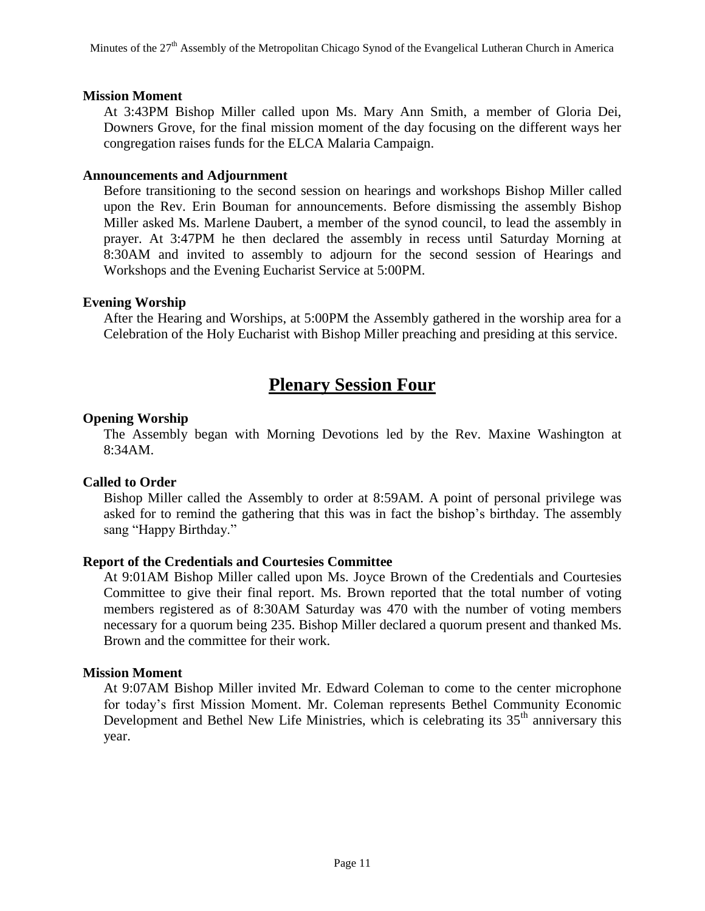**Mission Moment**

At 3:43PM Bishop Miller called upon Ms. Mary Ann Smith, a member of Gloria Dei, Downers Grove, for the final mission moment of the day focusing on the different ways her congregation raises funds for the ELCA Malaria Campaign.

**Announcements and Adjournment**

Before transitioning to the second session on hearings and workshops Bishop Miller called upon the Rev. Erin Bouman for announcements. Before dismissing the assembly Bishop Miller asked Ms. Marlene Daubert, a member of the synod council, to lead the assembly in prayer. At 3:47PM he then declared the assembly in recess until Saturday Morning at 8:30AM and invited to assembly to adjourn for the second session of Hearings and Workshops and the Evening Eucharist Service at 5:00PM.

**Evening Worship**

After the Hearing and Worships, at 5:00PM the Assembly gathered in the worship area for a Celebration of the Holy Eucharist with Bishop Miller preaching and presiding at this service.

## Plenary Session Four

**Opening Worship**

The Assembly began with Morning Devotions led by the Rev. Maxine Washington at 8:34AM.

**Called to Order**

Bishop Miller called the Assembly to order at 8:59AM. A point of personal privilege was asked for to remind the gathering that this was in fact the bishop's birthday. The assembly sang "Happy Birthday."

**Report of the Credentials and Courtesies Committee**

At 9:01AM Bishop Miller called upon Ms. Joyce Brown of the Credentials and Courtesies Committee to give their final report. Ms. Brown reported that the total number of voting members registered as of 8:30AM Saturday was 470 with the number of voting members necessary for a quorum being 235. Bishop Miller declared a quorum present and thanked Ms. Brown and the committee for their work.

**Mission Moment**

At 9:07AM Bishop Miller invited Mr. Edward Coleman to come to the center microphone for today's first Mission Moment. Mr. Coleman represents Bethel Community Economic Development and Bethel New Life Ministries, which is celebrating its 35th anniversary this year.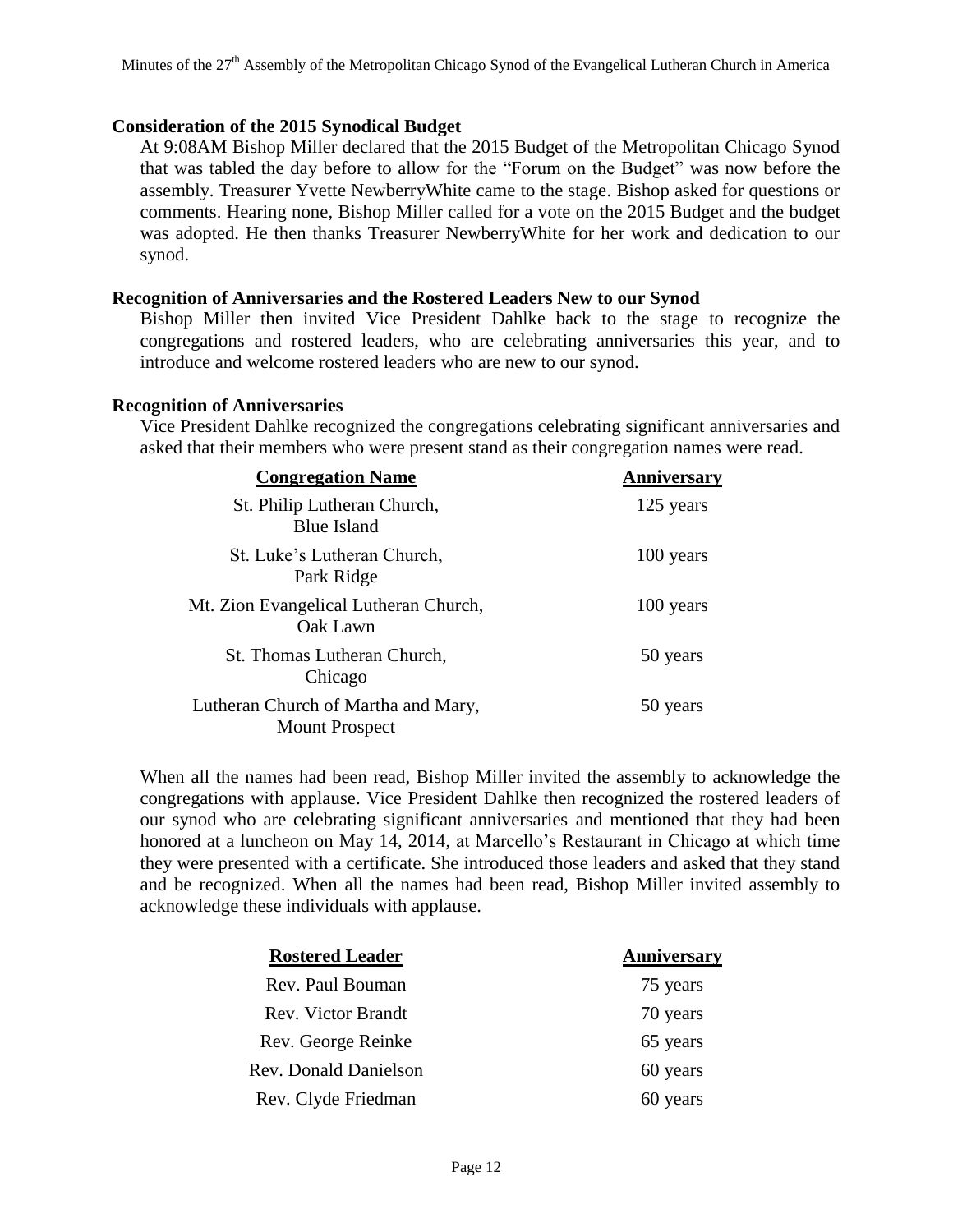### Consideration of the 2015 Synodical Budget

At 9:08AM Bishop Miller declared that the 2015 Budget of the Metropolitan Chicago Synod that was tabled the day before to allow for the "Forum on the Budget" was now before the assembly. Treasurer Yvette NewberryWhite came to the stage. Bishop asked for questions or comments. Hearing none, Bishop Miller called for a vote on the 2015 Budget and the budget was adopted. He then thanks Treasurer NewberryWhite for her work and dedication to our synod.

### Recognition of Anniversaries and the Rostered Leaders New to our Synod

Bishop Miller then invited Vice President Dahlke back to the stage to recognize the congregations and rostered leaders, who are celebrating anniversaries this year, and to introduce and welcome rostered leaders who are new to our synod.

### Recognition of Anniversaries

Vice President Dahlke recognized the congregations celebrating significant anniversaries and asked that their members who were present stand as their congregation names were read.

| Congregation Name | Anniversary |
|---|---|
| St. Philip Lutheran Church, Blue Island | 125 years |
| St. Luke's Lutheran Church, Park Ridge | 100 years |
| Mt. Zion Evangelical Lutheran Church, Oak Lawn | 100 years |
| St. Thomas Lutheran Church, Chicago | 50 years |
| Lutheran Church of Martha and Mary, Mount Prospect | 50 years |

When all the names had been read, Bishop Miller invited the assembly to acknowledge the congregations with applause. Vice President Dahlke then recognized the rostered leaders of our synod who are celebrating significant anniversaries and mentioned that they had been honored at a luncheon on May 14, 2014, at Marcello's Restaurant in Chicago at which time they were presented with a certificate. She introduced those leaders and asked that they stand and be recognized. When all the names had been read, Bishop Miller invited assembly to acknowledge these individuals with applause.

| Rostered Leader | Anniversary |
|---|---|
| Rev. Paul Bouman | 75 years |
| Rev. Victor Brandt | 70 years |
| Rev. George Reinke | 65 years |
| Rev. Donald Danielson | 60 years |
| Rev. Clyde Friedman | 60 years |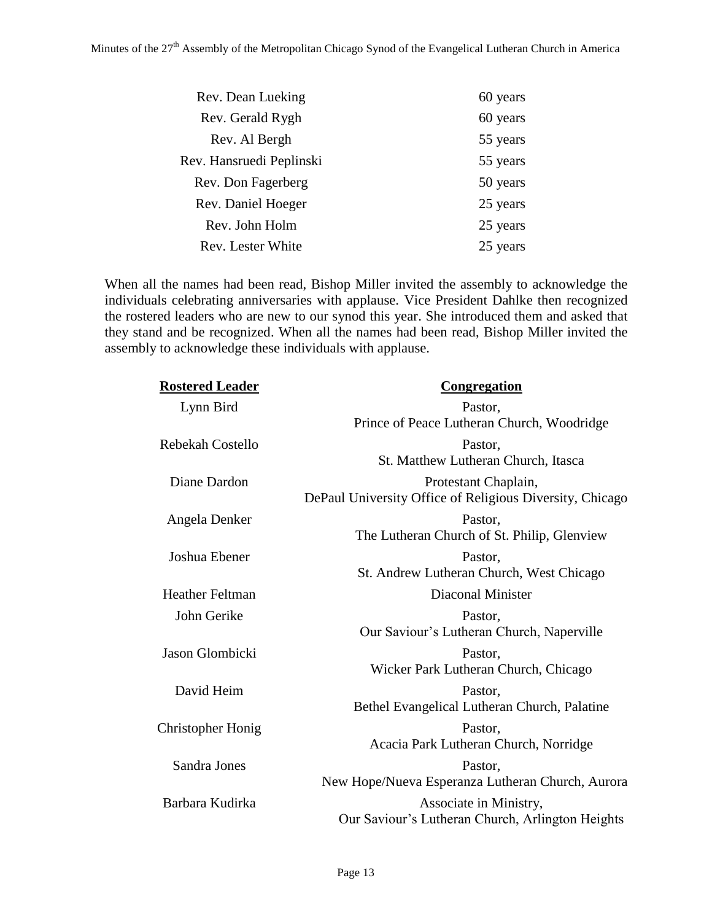| | |
|---|---|
| Rev. Dean Lueking | 60 years |
| Rev. Gerald Rygh | 60 years |
| Rev. Al Bergh | 55 years |
| Rev. Hansruedi Peplinski | 55 years |
| Rev. Don Fagerberg | 50 years |
| Rev. Daniel Hoeger | 25 years |
| Rev. John Holm | 25 years |
| Rev. Lester White | 25 years |

When all the names had been read, Bishop Miller invited the assembly to acknowledge the individuals celebrating anniversaries with applause. Vice President Dahlke then recognized the rostered leaders who are new to our synod this year. She introduced them and asked that they stand and be recognized. When all the names had been read, Bishop Miller invited the assembly to acknowledge these individuals with applause.

| **Rostered Leader** | **Congregation** |
|---|---|
| Lynn Bird | Pastor, Prince of Peace Lutheran Church, Woodridge |
| Rebekah Costello | Pastor, St. Matthew Lutheran Church, Itasca |
| Diane Dardon | Protestant Chaplain, DePaul University Office of Religious Diversity, Chicago |
| Angela Denker | Pastor, The Lutheran Church of St. Philip, Glenview |
| Joshua Ebener | Pastor, St. Andrew Lutheran Church, West Chicago |
| Heather Feltman | Diaconal Minister |
| John Gerike | Pastor, Our Saviour's Lutheran Church, Naperville |
| Jason Glombicki | Pastor, Wicker Park Lutheran Church, Chicago |
| David Heim | Pastor, Bethel Evangelical Lutheran Church, Palatine |
| Christopher Honig | Pastor, Acacia Park Lutheran Church, Norridge |
| Sandra Jones | Pastor, New Hope/Nueva Esperanza Lutheran Church, Aurora |
| Barbara Kudirka | Associate in Ministry, Our Saviour's Lutheran Church, Arlington Heights |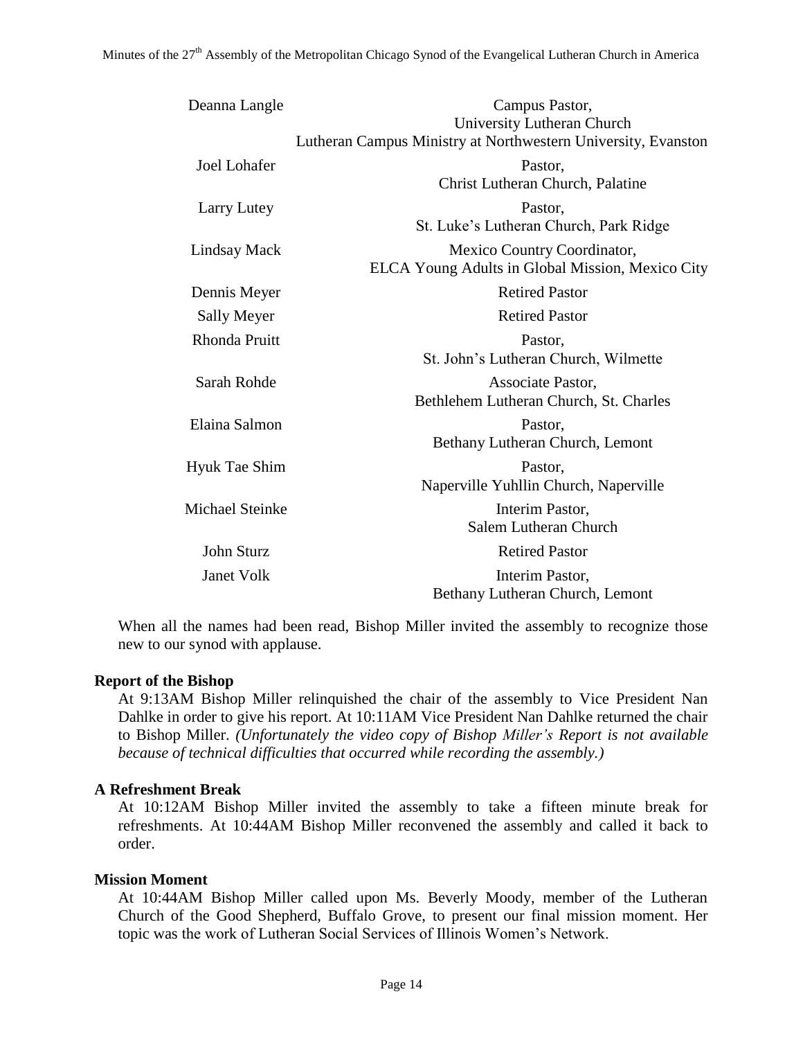| | |
|---|---|
| Deanna Langle | Campus Pastor, University Lutheran Church Lutheran Campus Ministry at Northwestern University, Evanston |
| Joel Lohafer | Pastor, Christ Lutheran Church, Palatine |
| Larry Lutey | Pastor, St. Luke's Lutheran Church, Park Ridge |
| Lindsay Mack | Mexico Country Coordinator, ELCA Young Adults in Global Mission, Mexico City |
| Dennis Meyer | Retired Pastor |
| Sally Meyer | Retired Pastor |
| Rhonda Pruitt | Pastor, St. John's Lutheran Church, Wilmette |
| Sarah Rohde | Associate Pastor, Bethlehem Lutheran Church, St. Charles |
| Elaina Salmon | Pastor, Bethany Lutheran Church, Lemont |
| Hyuk Tae Shim | Pastor, Naperville Yuhllin Church, Naperville |
| Michael Steinke | Interim Pastor, Salem Lutheran Church |
| John Sturz | Retired Pastor |
| Janet Volk | Interim Pastor, Bethany Lutheran Church, Lemont |

When all the names had been read, Bishop Miller invited the assembly to recognize those new to our synod with applause.

**Report of the Bishop**

At 9:13AM Bishop Miller relinquished the chair of the assembly to Vice President Nan Dahlke in order to give his report. At 10:11AM Vice President Nan Dahlke returned the chair to Bishop Miller. *(Unfortunately the video copy of Bishop Miller's Report is not available because of technical difficulties that occurred while recording the assembly.)*

**A Refreshment Break**

At 10:12AM Bishop Miller invited the assembly to take a fifteen minute break for refreshments. At 10:44AM Bishop Miller reconvened the assembly and called it back to order.

**Mission Moment**

At 10:44AM Bishop Miller called upon Ms. Beverly Moody, member of the Lutheran Church of the Good Shepherd, Buffalo Grove, to present our final mission moment. Her topic was the work of Lutheran Social Services of Illinois Women's Network.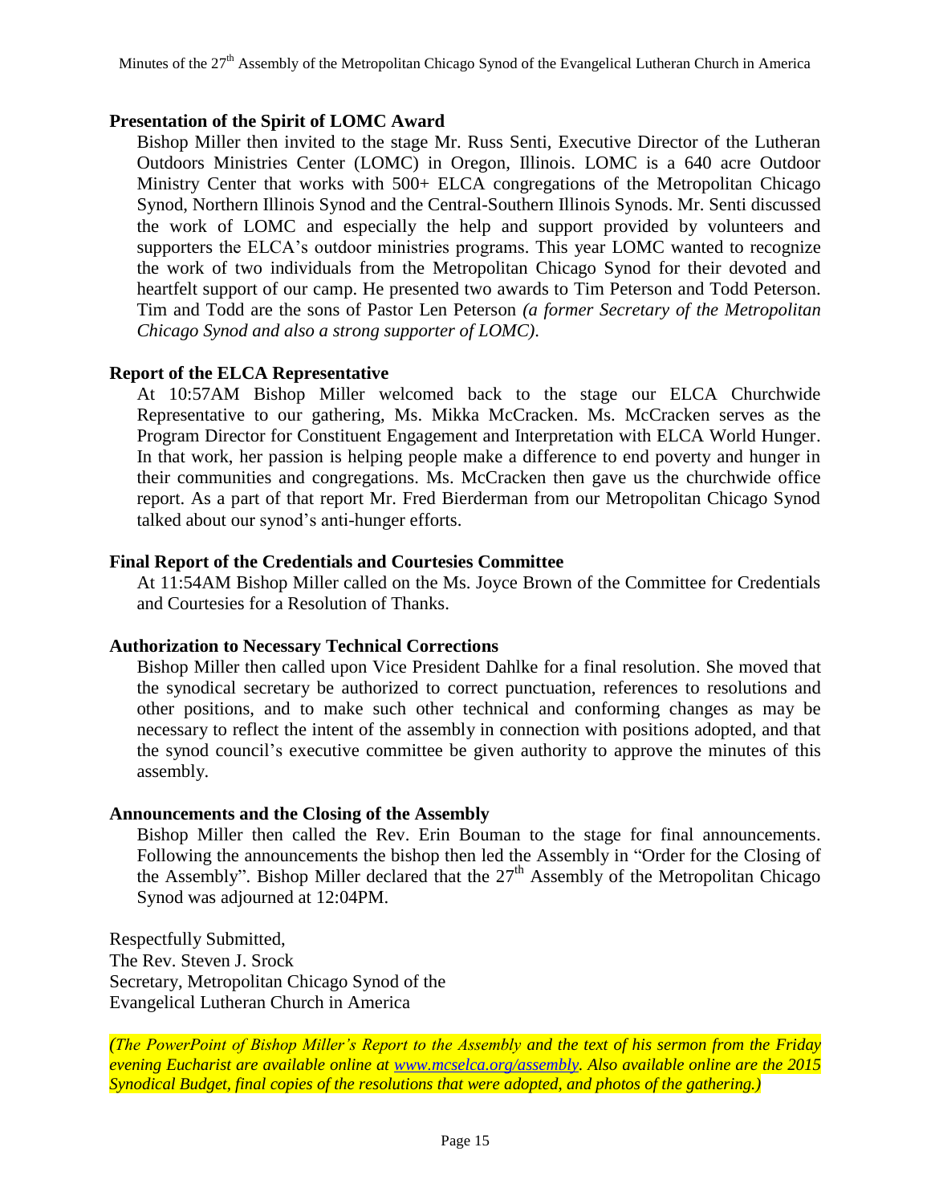### Presentation of the Spirit of LOMC Award

Bishop Miller then invited to the stage Mr. Russ Senti, Executive Director of the Lutheran Outdoors Ministries Center (LOMC) in Oregon, Illinois. LOMC is a 640 acre Outdoor Ministry Center that works with 500+ ELCA congregations of the Metropolitan Chicago Synod, Northern Illinois Synod and the Central-Southern Illinois Synods. Mr. Senti discussed the work of LOMC and especially the help and support provided by volunteers and supporters the ELCA's outdoor ministries programs. This year LOMC wanted to recognize the work of two individuals from the Metropolitan Chicago Synod for their devoted and heartfelt support of our camp. He presented two awards to Tim Peterson and Todd Peterson. Tim and Todd are the sons of Pastor Len Peterson *(a former Secretary of the Metropolitan Chicago Synod and also a strong supporter of LOMC).*

### Report of the ELCA Representative

At 10:57AM Bishop Miller welcomed back to the stage our ELCA Churchwide Representative to our gathering, Ms. Mikka McCracken. Ms. McCracken serves as the Program Director for Constituent Engagement and Interpretation with ELCA World Hunger. In that work, her passion is helping people make a difference to end poverty and hunger in their communities and congregations. Ms. McCracken then gave us the churchwide office report. As a part of that report Mr. Fred Bierderman from our Metropolitan Chicago Synod talked about our synod's anti-hunger efforts.

### Final Report of the Credentials and Courtesies Committee

At 11:54AM Bishop Miller called on the Ms. Joyce Brown of the Committee for Credentials and Courtesies for a Resolution of Thanks.

### Authorization to Necessary Technical Corrections

Bishop Miller then called upon Vice President Dahlke for a final resolution. She moved that the synodical secretary be authorized to correct punctuation, references to resolutions and other positions, and to make such other technical and conforming changes as may be necessary to reflect the intent of the assembly in connection with positions adopted, and that the synod council's executive committee be given authority to approve the minutes of this assembly.

### Announcements and the Closing of the Assembly

Bishop Miller then called the Rev. Erin Bouman to the stage for final announcements. Following the announcements the bishop then led the Assembly in "Order for the Closing of the Assembly". Bishop Miller declared that the 27th Assembly of the Metropolitan Chicago Synod was adjourned at 12:04PM.

Respectfully Submitted,
The Rev. Steven J. Srock
Secretary, Metropolitan Chicago Synod of the
Evangelical Lutheran Church in America

*(The PowerPoint of Bishop Miller's Report to the Assembly and the text of his sermon from the Friday evening Eucharist are available online at [www.mcselca.org/assembly](www.mcselca.org/assembly). Also available online are the 2015 Synodical Budget, final copies of the resolutions that were adopted, and photos of the gathering.)*